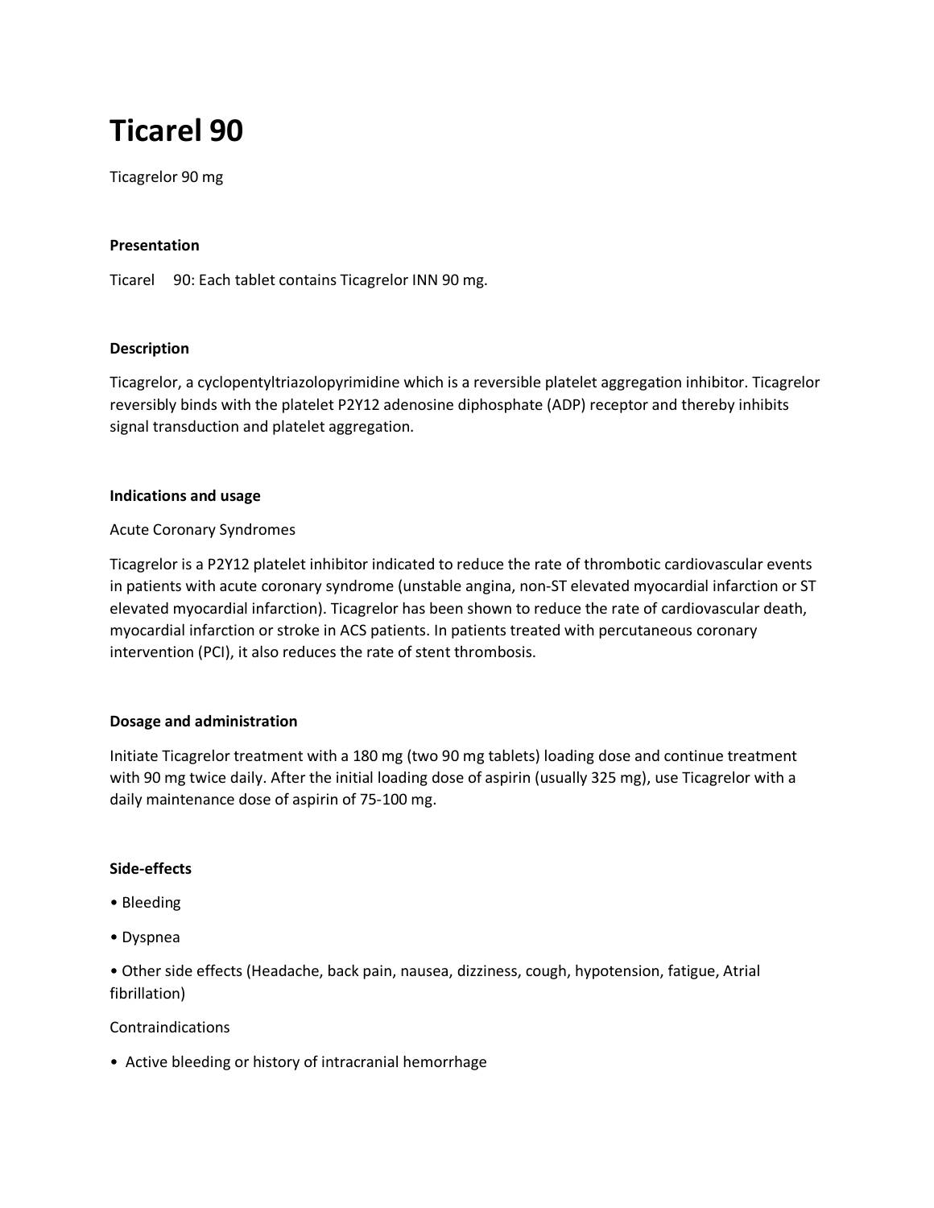# Ticarel 90

Ticagrelor 90 mg

**Presentation**

Ticarel 90: Each tablet contains Ticagrelor INN 90 mg.

**Description**

Ticagrelor, a cyclopentyltriazolopyrimidine which is a reversible platelet aggregation inhibitor. Ticagrelor reversibly binds with the platelet P2Y12 adenosine diphosphate (ADP) receptor and thereby inhibits signal transduction and platelet aggregation.

**Indications and usage**

Acute Coronary Syndromes

Ticagrelor is a P2Y12 platelet inhibitor indicated to reduce the rate of thrombotic cardiovascular events in patients with acute coronary syndrome (unstable angina, non-ST elevated myocardial infarction or ST elevated myocardial infarction). Ticagrelor has been shown to reduce the rate of cardiovascular death, myocardial infarction or stroke in ACS patients. In patients treated with percutaneous coronary intervention (PCI), it also reduces the rate of stent thrombosis.

**Dosage and administration**

Initiate Ticagrelor treatment with a 180 mg (two 90 mg tablets) loading dose and continue treatment with 90 mg twice daily. After the initial loading dose of aspirin (usually 325 mg), use Ticagrelor with a daily maintenance dose of aspirin of 75-100 mg.

**Side-effects**

- Bleeding
- Dyspnea
- Other side effects (Headache, back pain, nausea, dizziness, cough, hypotension, fatigue, Atrial fibrillation)

Contraindications

- Active bleeding or history of intracranial hemorrhage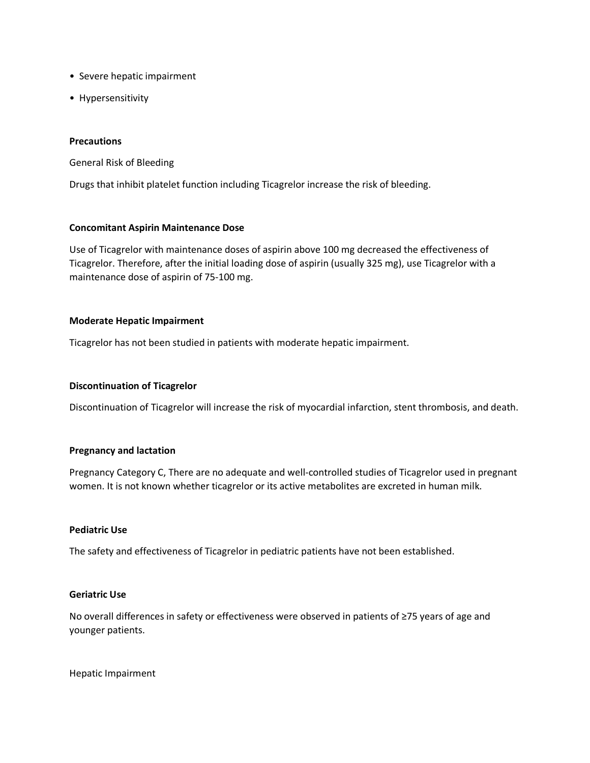- Severe hepatic impairment
- Hypersensitivity

**Precautions**

General Risk of Bleeding

Drugs that inhibit platelet function including Ticagrelor increase the risk of bleeding.

**Concomitant Aspirin Maintenance Dose**

Use of Ticagrelor with maintenance doses of aspirin above 100 mg decreased the effectiveness of Ticagrelor. Therefore, after the initial loading dose of aspirin (usually 325 mg), use Ticagrelor with a maintenance dose of aspirin of 75-100 mg.

**Moderate Hepatic Impairment**

Ticagrelor has not been studied in patients with moderate hepatic impairment.

**Discontinuation of Ticagrelor**

Discontinuation of Ticagrelor will increase the risk of myocardial infarction, stent thrombosis, and death.

**Pregnancy and lactation**

Pregnancy Category C, There are no adequate and well-controlled studies of Ticagrelor used in pregnant women. It is not known whether ticagrelor or its active metabolites are excreted in human milk.

**Pediatric Use**

The safety and effectiveness of Ticagrelor in pediatric patients have not been established.

**Geriatric Use**

No overall differences in safety or effectiveness were observed in patients of ≥75 years of age and younger patients.

Hepatic Impairment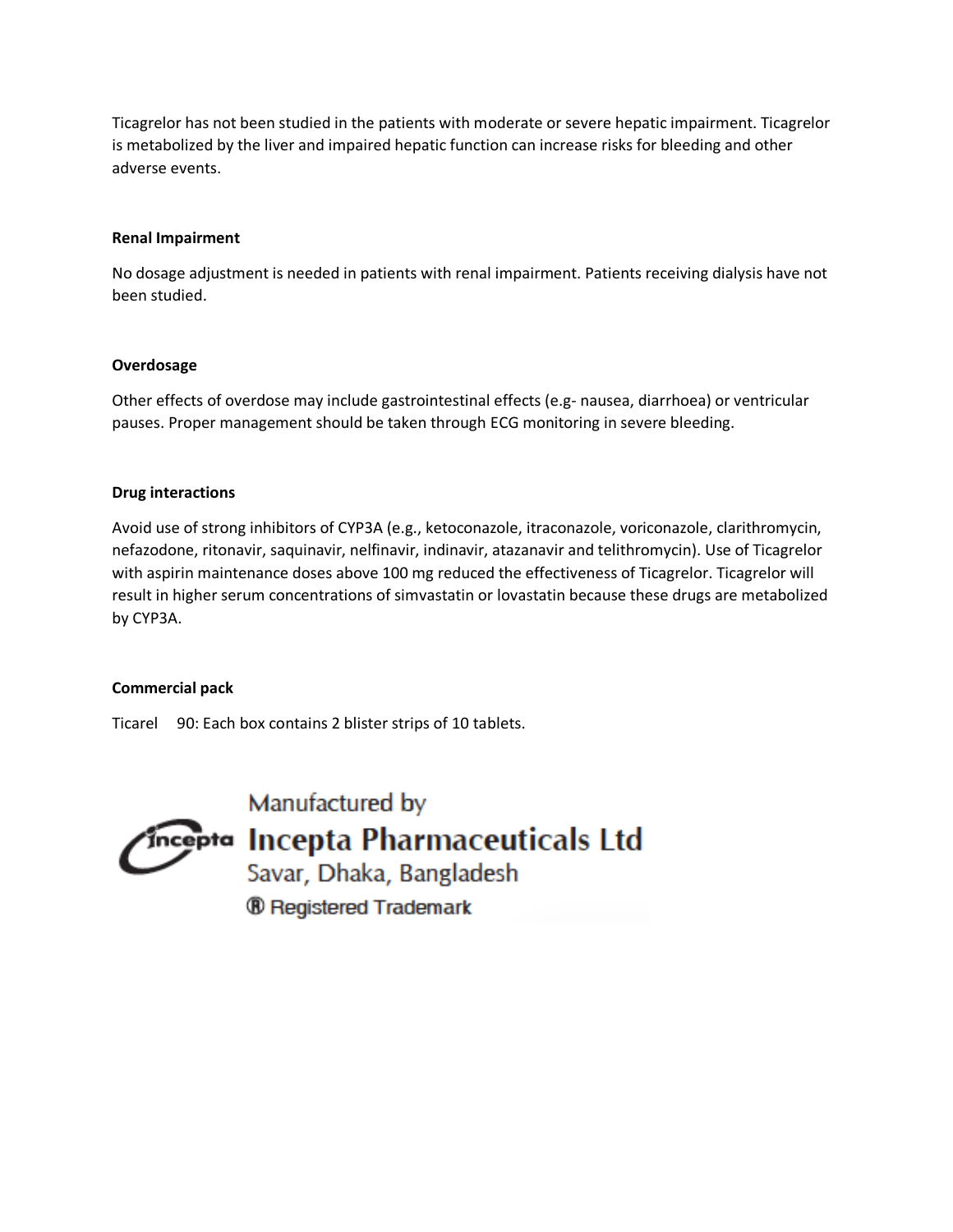Ticagrelor has not been studied in the patients with moderate or severe hepatic impairment. Ticagrelor is metabolized by the liver and impaired hepatic function can increase risks for bleeding and other adverse events.

**Renal Impairment**

No dosage adjustment is needed in patients with renal impairment. Patients receiving dialysis have not been studied.

**Overdosage**

Other effects of overdose may include gastrointestinal effects (e.g- nausea, diarrhoea) or ventricular pauses. Proper management should be taken through ECG monitoring in severe bleeding.

**Drug interactions**

Avoid use of strong inhibitors of CYP3A (e.g., ketoconazole, itraconazole, voriconazole, clarithromycin, nefazodone, ritonavir, saquinavir, nelfinavir, indinavir, atazanavir and telithromycin). Use of Ticagrelor with aspirin maintenance doses above 100 mg reduced the effectiveness of Ticagrelor. Ticagrelor will result in higher serum concentrations of simvastatin or lovastatin because these drugs are metabolized by CYP3A.

**Commercial pack**

Ticarel 90: Each box contains 2 blister strips of 10 tablets.

Manufactured by
Incepta Pharmaceuticals Ltd
Savar, Dhaka, Bangladesh
® Registered Trademark